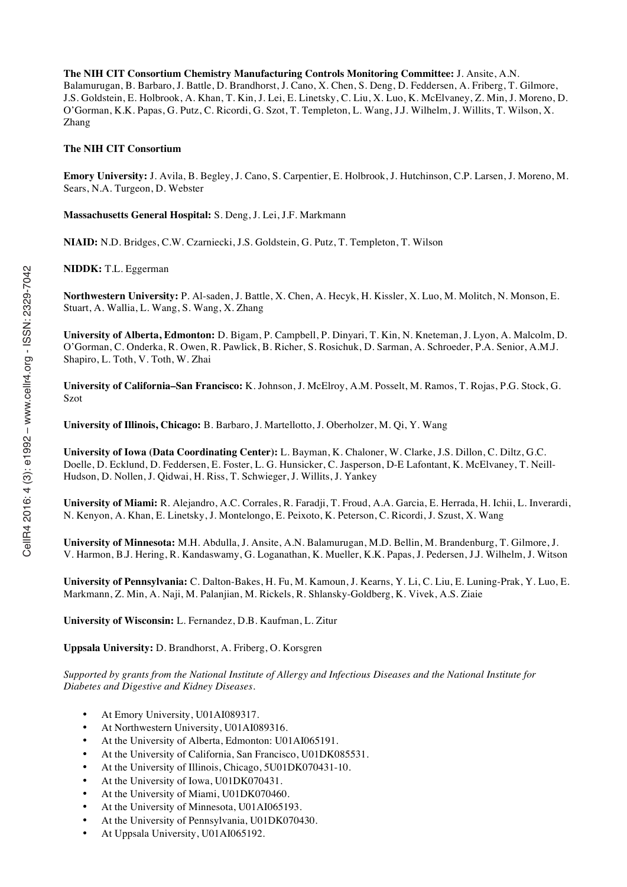**The NIH CIT Consortium Chemistry Manufacturing Controls Monitoring Committee:** J. Ansite, A.N. Balamurugan, B. Barbaro, J. Battle, D. Brandhorst, J. Cano, X. Chen, S. Deng, D. Feddersen, A. Friberg, T. Gilmore, J.S. Goldstein, E. Holbrook, A. Khan, T. Kin, J. Lei, E. Linetsky, C. Liu, X. Luo, K. McElvaney, Z. Min, J. Moreno, D. O'Gorman, K.K. Papas, G. Putz, C. Ricordi, G. Szot, T. Templeton, L. Wang, J.J. Wilhelm, J. Willits, T. Wilson, X. Zhang

**The NIH CIT Consortium**

**Emory University:** J. Avila, B. Begley, J. Cano, S. Carpentier, E. Holbrook, J. Hutchinson, C.P. Larsen, J. Moreno, M. Sears, N.A. Turgeon, D. Webster

**Massachusetts General Hospital:** S. Deng, J. Lei, J.F. Markmann

**NIAID:** N.D. Bridges, C.W. Czarniecki, J.S. Goldstein, G. Putz, T. Templeton, T. Wilson

**NIDDK:** T.L. Eggerman

**Northwestern University:** P. Al-saden, J. Battle, X. Chen, A. Hecyk, H. Kissler, X. Luo, M. Molitch, N. Monson, E. Stuart, A. Wallia, L. Wang, S. Wang, X. Zhang

**University of Alberta, Edmonton:** D. Bigam, P. Campbell, P. Dinyari, T. Kin, N. Kneteman, J. Lyon, A. Malcolm, D. O'Gorman, C. Onderka, R. Owen, R. Pawlick, B. Richer, S. Rosichuk, D. Sarman, A. Schroeder, P.A. Senior, A.M.J. Shapiro, L. Toth, V. Toth, W. Zhai

**University of California–San Francisco:** K. Johnson, J. McElroy, A.M. Posselt, M. Ramos, T. Rojas, P.G. Stock, G. Szot

**University of Illinois, Chicago:** B. Barbaro, J. Martellotto, J. Oberholzer, M. Qi, Y. Wang

**University of Iowa (Data Coordinating Center):** L. Bayman, K. Chaloner, W. Clarke, J.S. Dillon, C. Diltz, G.C. Doelle, D. Ecklund, D. Feddersen, E. Foster, L. G. Hunsicker, C. Jasperson, D-E Lafontant, K. McElvaney, T. Neill-Hudson, D. Nollen, J. Qidwai, H. Riss, T. Schwieger, J. Willits, J. Yankey

**University of Miami:** R. Alejandro, A.C. Corrales, R. Faradji, T. Froud, A.A. Garcia, E. Herrada, H. Ichii, L. Inverardi, N. Kenyon, A. Khan, E. Linetsky, J. Montelongo, E. Peixoto, K. Peterson, C. Ricordi, J. Szust, X. Wang

**University of Minnesota:** M.H. Abdulla, J. Ansite, A.N. Balamurugan, M.D. Bellin, M. Brandenburg, T. Gilmore, J. V. Harmon, B.J. Hering, R. Kandaswamy, G. Loganathan, K. Mueller, K.K. Papas, J. Pedersen, J.J. Wilhelm, J. Witson

**University of Pennsylvania:** C. Dalton-Bakes, H. Fu, M. Kamoun, J. Kearns, Y. Li, C. Liu, E. Luning-Prak, Y. Luo, E. Markmann, Z. Min, A. Naji, M. Palanjian, M. Rickels, R. Shlansky-Goldberg, K. Vivek, A.S. Ziaie

**University of Wisconsin:** L. Fernandez, D.B. Kaufman, L. Zitur

**Uppsala University:** D. Brandhorst, A. Friberg, O. Korsgren

*Supported by grants from the National Institute of Allergy and Infectious Diseases and the National Institute for Diabetes and Digestive and Kidney Diseases.*

- At Emory University, U01AI089317.
- At Northwestern University, U01AI089316.
- At the University of Alberta, Edmonton: U01AI065191.
- At the University of California, San Francisco, U01DK085531.
- At the University of Illinois, Chicago, 5U01DK070431-10.
- At the University of Iowa, U01DK070431.
- At the University of Miami, U01DK070460.
- At the University of Minnesota, U01AI065193.
- At the University of Pennsylvania, U01DK070430.
- At Uppsala University, U01AI065192.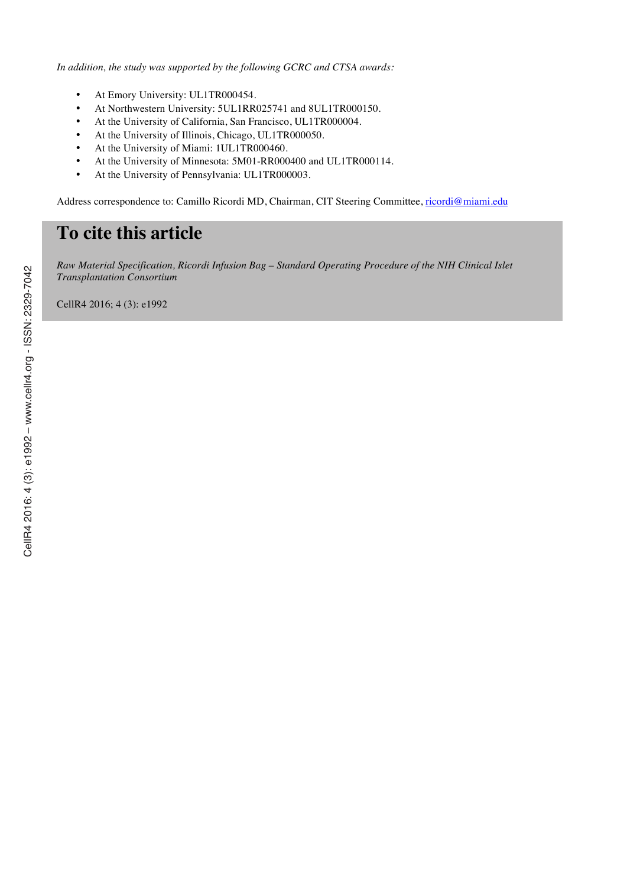*In addition, the study was supported by the following GCRC and CTSA awards:*

- At Emory University: UL1TR000454.
- At Northwestern University: 5UL1RR025741 and 8UL1TR000150.
- At the University of California, San Francisco, UL1TR000004.
- At the University of Illinois, Chicago, UL1TR000050.
- At the University of Miami: 1UL1TR000460.
- At the University of Minnesota: 5M01-RR000400 and UL1TR000114.
- At the University of Pennsylvania: UL1TR000003.

Address correspondence to: Camillo Ricordi MD, Chairman, CIT Steering Committee, ricordi@miami.edu

# To cite this article

*Raw Material Specification, Ricordi Infusion Bag – Standard Operating Procedure of the NIH Clinical Islet Transplantation Consortium*

CellR4 2016; 4 (3): e1992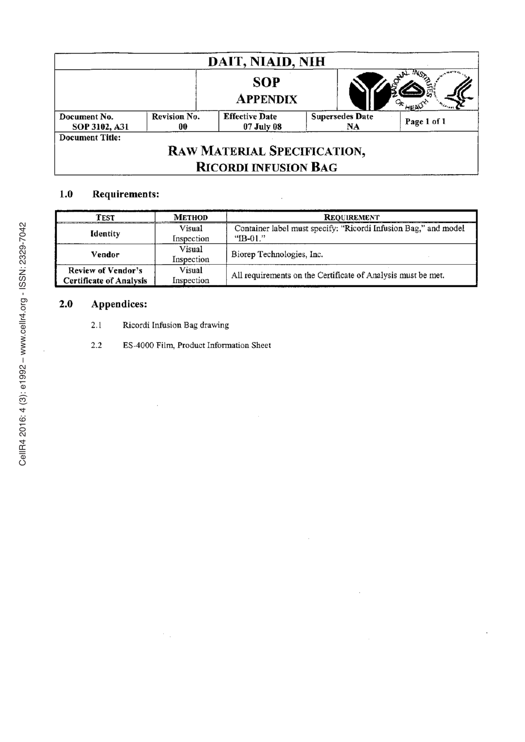| DAIT, NIAID, NIH | | | | |
|---|---|---|---|---|
| | SOP APPENDIX | | | |
| **Document No.** SOP 3102, A31 | **Revision No.** 00 | **Effective Date** 07 July 08 | **Supersedes Date** NA | **Page 1 of 1** |
| **Document Title:** | | | | |

# RAW MATERIAL SPECIFICATION, RICORDI INFUSION BAG

## 1.0 Requirements:

| TEST | METHOD | REQUIREMENT |
|---|---|---|
| **Identity** | Visual Inspection | Container label must specify: "Ricordi Infusion Bag," and model "IB-01." |
| **Vendor** | Visual Inspection | Biorep Technologies, Inc. |
| **Review of Vendor's Certificate of Analysis** | Visual Inspection | All requirements on the Certificate of Analysis must be met. |

## 2.0 Appendices:

2.1 Ricordi Infusion Bag drawing

2.2 ES-4000 Film, Product Information Sheet